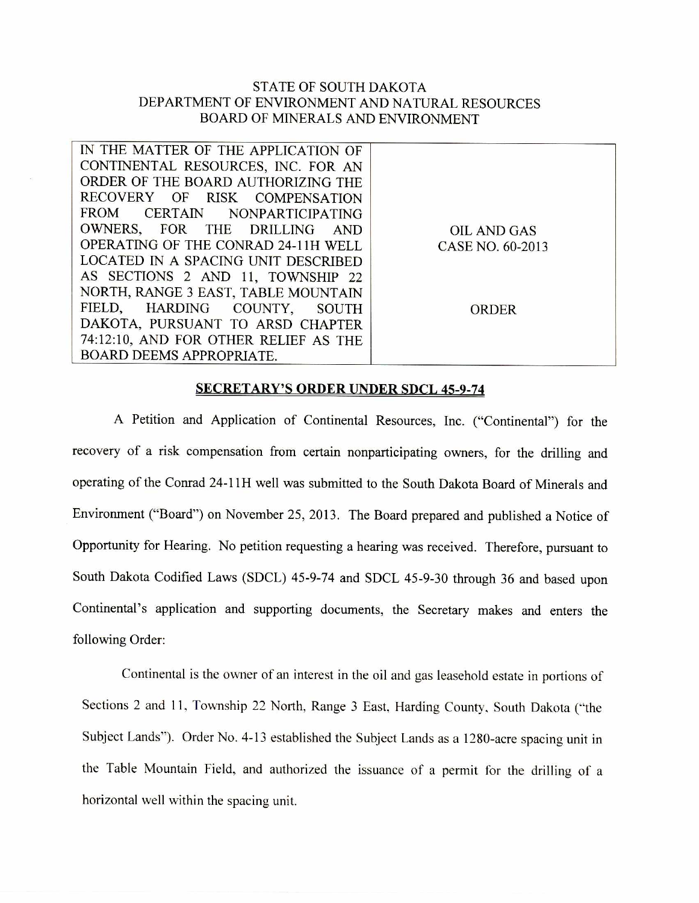STATE OF SOUTH DAKOTA
DEPARTMENT OF ENVIRONMENT AND NATURAL RESOURCES
BOARD OF MINERALS AND ENVIRONMENT

| IN THE MATTER OF THE APPLICATION OF CONTINENTAL RESOURCES, INC. FOR AN ORDER OF THE BOARD AUTHORIZING THE RECOVERY OF RISK COMPENSATION FROM CERTAIN NONPARTICIPATING OWNERS, FOR THE DRILLING AND OPERATING OF THE CONRAD 24-11H WELL LOCATED IN A SPACING UNIT DESCRIBED AS SECTIONS 2 AND 11, TOWNSHIP 22 NORTH, RANGE 3 EAST, TABLE MOUNTAIN FIELD, HARDING COUNTY, SOUTH DAKOTA, PURSUANT TO ARSD CHAPTER 74:12:10, AND FOR OTHER RELIEF AS THE BOARD DEEMS APPROPRIATE. | OIL AND GAS CASE NO. 60-2013<br><br>ORDER |
|---|---|

## SECRETARY'S ORDER UNDER SDCL 45-9-74

A Petition and Application of Continental Resources, Inc. ("Continental") for the recovery of a risk compensation from certain nonparticipating owners, for the drilling and operating of the Conrad 24-11H well was submitted to the South Dakota Board of Minerals and Environment ("Board") on November 25, 2013. The Board prepared and published a Notice of Opportunity for Hearing. No petition requesting a hearing was received. Therefore, pursuant to South Dakota Codified Laws (SDCL) 45-9-74 and SDCL 45-9-30 through 36 and based upon Continental's application and supporting documents, the Secretary makes and enters the following Order:

Continental is the owner of an interest in the oil and gas leasehold estate in portions of Sections 2 and 11, Township 22 North, Range 3 East, Harding County, South Dakota ("the Subject Lands"). Order No. 4-13 established the Subject Lands as a 1280-acre spacing unit in the Table Mountain Field, and authorized the issuance of a permit for the drilling of a horizontal well within the spacing unit.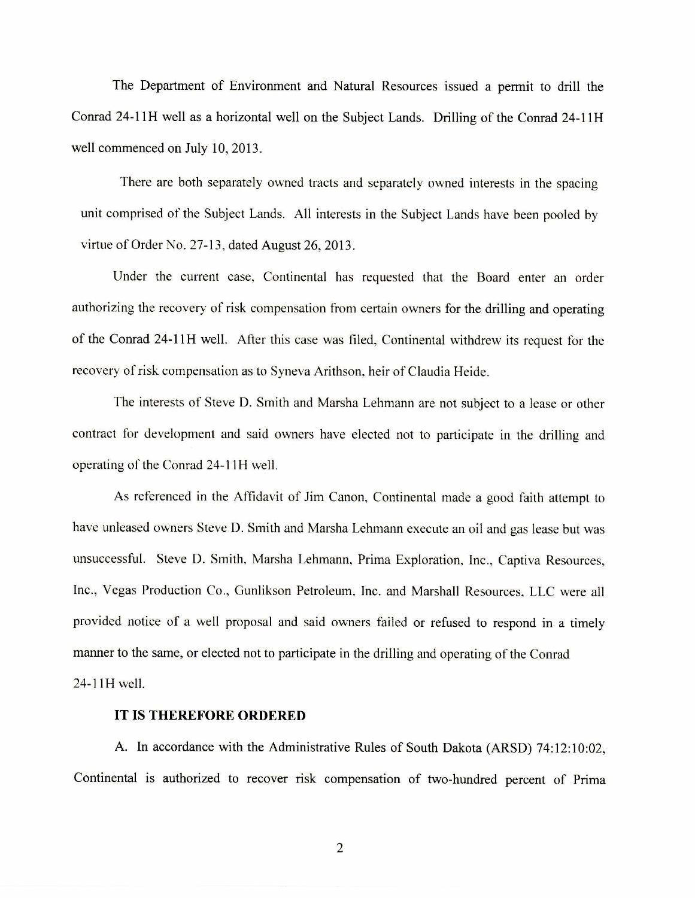The Department of Environment and Natural Resources issued a permit to drill the Conrad 24-11H well as a horizontal well on the Subject Lands. Drilling of the Conrad 24-11H well commenced on July 10, 2013.

There are both separately owned tracts and separately owned interests in the spacing unit comprised of the Subject Lands. All interests in the Subject Lands have been pooled by virtue of Order No. 27-13, dated August 26, 2013.

Under the current case, Continental has requested that the Board enter an order authorizing the recovery of risk compensation from certain owners for the drilling and operating of the Conrad 24-11H well. After this case was filed, Continental withdrew its request for the recovery of risk compensation as to Syneva Arithson, heir of Claudia Heide.

The interests of Steve D. Smith and Marsha Lehmann are not subject to a lease or other contract for development and said owners have elected not to participate in the drilling and operating of the Conrad 24-11H well.

As referenced in the Affidavit of Jim Canon, Continental made a good faith attempt to have unleased owners Steve D. Smith and Marsha Lehmann execute an oil and gas lease but was unsuccessful. Steve D. Smith, Marsha Lehmann, Prima Exploration, Inc., Captiva Resources, Inc., Vegas Production Co., Gunlikson Petroleum, Inc. and Marshall Resources, LLC were all provided notice of a well proposal and said owners failed or refused to respond in a timely manner to the same, or elected not to participate in the drilling and operating of the Conrad 24-11H well.

**IT IS THEREFORE ORDERED**

A. In accordance with the Administrative Rules of South Dakota (ARSD) 74:12:10:02, Continental is authorized to recover risk compensation of two-hundred percent of Prima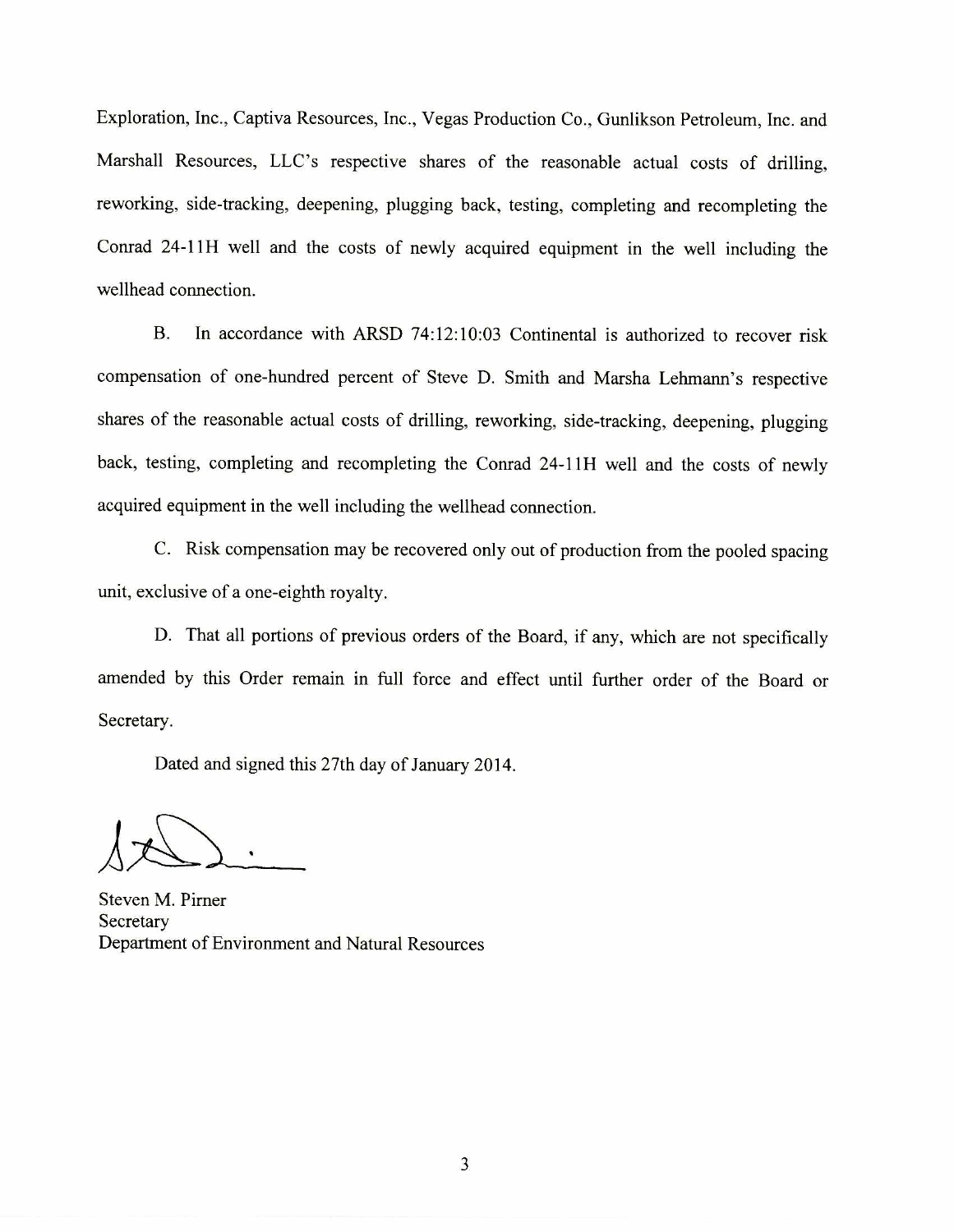Exploration, Inc., Captiva Resources, Inc., Vegas Production Co., Gunlikson Petroleum, Inc. and Marshall Resources, LLC's respective shares of the reasonable actual costs of drilling, reworking, side-tracking, deepening, plugging back, testing, completing and recompleting the Conrad 24-11H well and the costs of newly acquired equipment in the well including the wellhead connection.

B. In accordance with ARSD 74:12:10:03 Continental is authorized to recover risk compensation of one-hundred percent of Steve D. Smith and Marsha Lehmann's respective shares of the reasonable actual costs of drilling, reworking, side-tracking, deepening, plugging back, testing, completing and recompleting the Conrad 24-11H well and the costs of newly acquired equipment in the well including the wellhead connection.

C. Risk compensation may be recovered only out of production from the pooled spacing unit, exclusive of a one-eighth royalty.

D. That all portions of previous orders of the Board, if any, which are not specifically amended by this Order remain in full force and effect until further order of the Board or Secretary.

Dated and signed this 27th day of January 2014.

Steven M. Pirner
Secretary
Department of Environment and Natural Resources